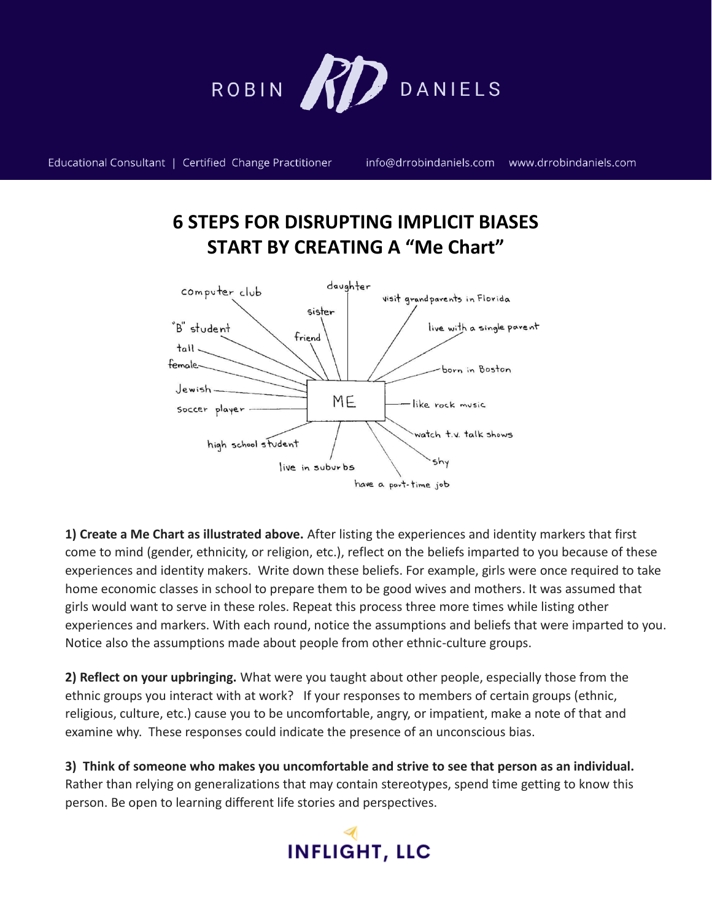# 6 STEPS FOR DISRUPTING IMPLICIT BIASES
# START BY CREATING A "Me Chart"

**ME**

- computer club
- daughter
- sister
- friend
- visit grandparents in Florida
- live with a single parent
- "B" student
- tall
- female
- born in Boston
- Jewish
- soccer player
- like rock music
- watch t.v. talk shows
- high school student
- shy
- live in suburbs
- have a part-time job

**1) Create a Me Chart as illustrated above.** After listing the experiences and identity markers that first come to mind (gender, ethnicity, or religion, etc.), reflect on the beliefs imparted to you because of these experiences and identity makers. Write down these beliefs. For example, girls were once required to take home economic classes in school to prepare them to be good wives and mothers. It was assumed that girls would want to serve in these roles. Repeat this process three more times while listing other experiences and markers. With each round, notice the assumptions and beliefs that were imparted to you. Notice also the assumptions made about people from other ethnic-culture groups.

**2) Reflect on your upbringing.** What were you taught about other people, especially those from the ethnic groups you interact with at work? If your responses to members of certain groups (ethnic, religious, culture, etc.) cause you to be uncomfortable, angry, or impatient, make a note of that and examine why. These responses could indicate the presence of an unconscious bias.

**3) Think of someone who makes you uncomfortable and strive to see that person as an individual.** Rather than relying on generalizations that may contain stereotypes, spend time getting to know this person. Be open to learning different life stories and perspectives.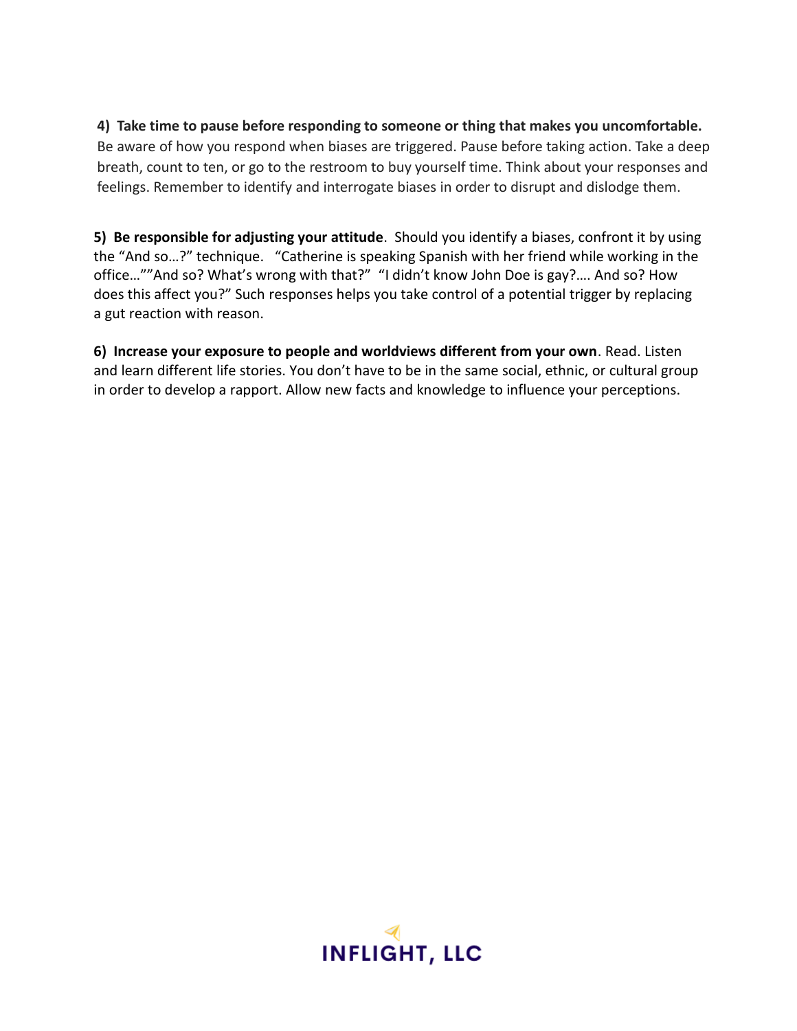**4) Take time to pause before responding to someone or thing that makes you uncomfortable.** Be aware of how you respond when biases are triggered. Pause before taking action. Take a deep breath, count to ten, or go to the restroom to buy yourself time. Think about your responses and feelings. Remember to identify and interrogate biases in order to disrupt and dislodge them.

**5) Be responsible for adjusting your attitude**. Should you identify a biases, confront it by using the "And so…?" technique. "Catherine is speaking Spanish with her friend while working in the office…""And so? What's wrong with that?" "I didn't know John Doe is gay?…. And so? How does this affect you?" Such responses helps you take control of a potential trigger by replacing a gut reaction with reason.

**6) Increase your exposure to people and worldviews different from your own**. Read. Listen and learn different life stories. You don't have to be in the same social, ethnic, or cultural group in order to develop a rapport. Allow new facts and knowledge to influence your perceptions.

INFLIGHT, LLC